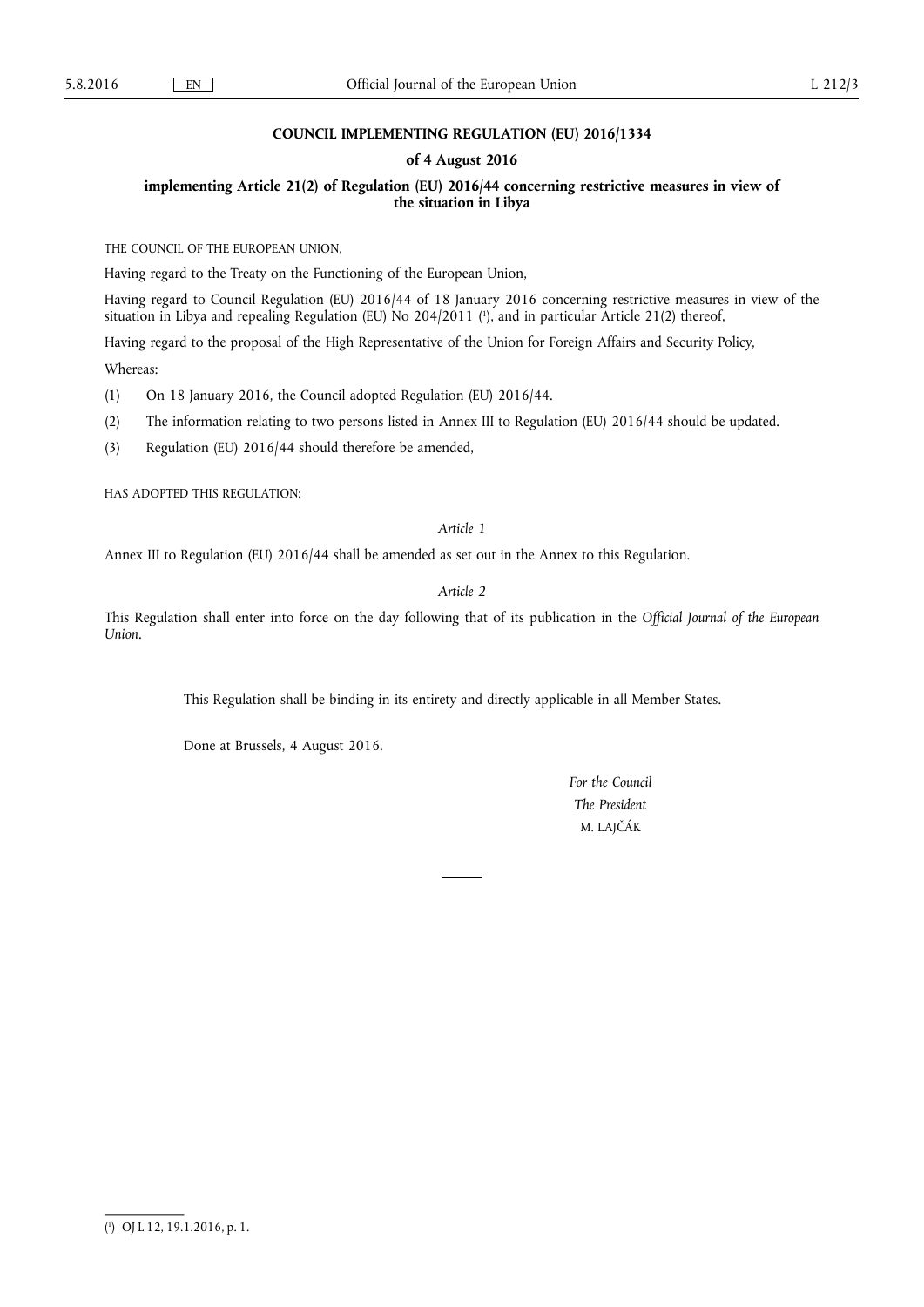**COUNCIL IMPLEMENTING REGULATION (EU) 2016/1334**

**of 4 August 2016**

**implementing Article 21(2) of Regulation (EU) 2016/44 concerning restrictive measures in view of the situation in Libya**

THE COUNCIL OF THE EUROPEAN UNION,

Having regard to the Treaty on the Functioning of the European Union,

Having regard to Council Regulation (EU) 2016/44 of 18 January 2016 concerning restrictive measures in view of the situation in Libya and repealing Regulation (EU) No 204/2011 [1], and in particular Article 21(2) thereof,

Having regard to the proposal of the High Representative of the Union for Foreign Affairs and Security Policy,

Whereas:

(1) On 18 January 2016, the Council adopted Regulation (EU) 2016/44.

(2) The information relating to two persons listed in Annex III to Regulation (EU) 2016/44 should be updated.

(3) Regulation (EU) 2016/44 should therefore be amended,

HAS ADOPTED THIS REGULATION:

*Article 1*

Annex III to Regulation (EU) 2016/44 shall be amended as set out in the Annex to this Regulation.

*Article 2*

This Regulation shall enter into force on the day following that of its publication in the *Official Journal of the European Union*.

This Regulation shall be binding in its entirety and directly applicable in all Member States.

Done at Brussels, 4 August 2016.

*For the Council*

*The President*

M. LAJČÁK

---

[1] OJ L 12, 19.1.2016, p. 1.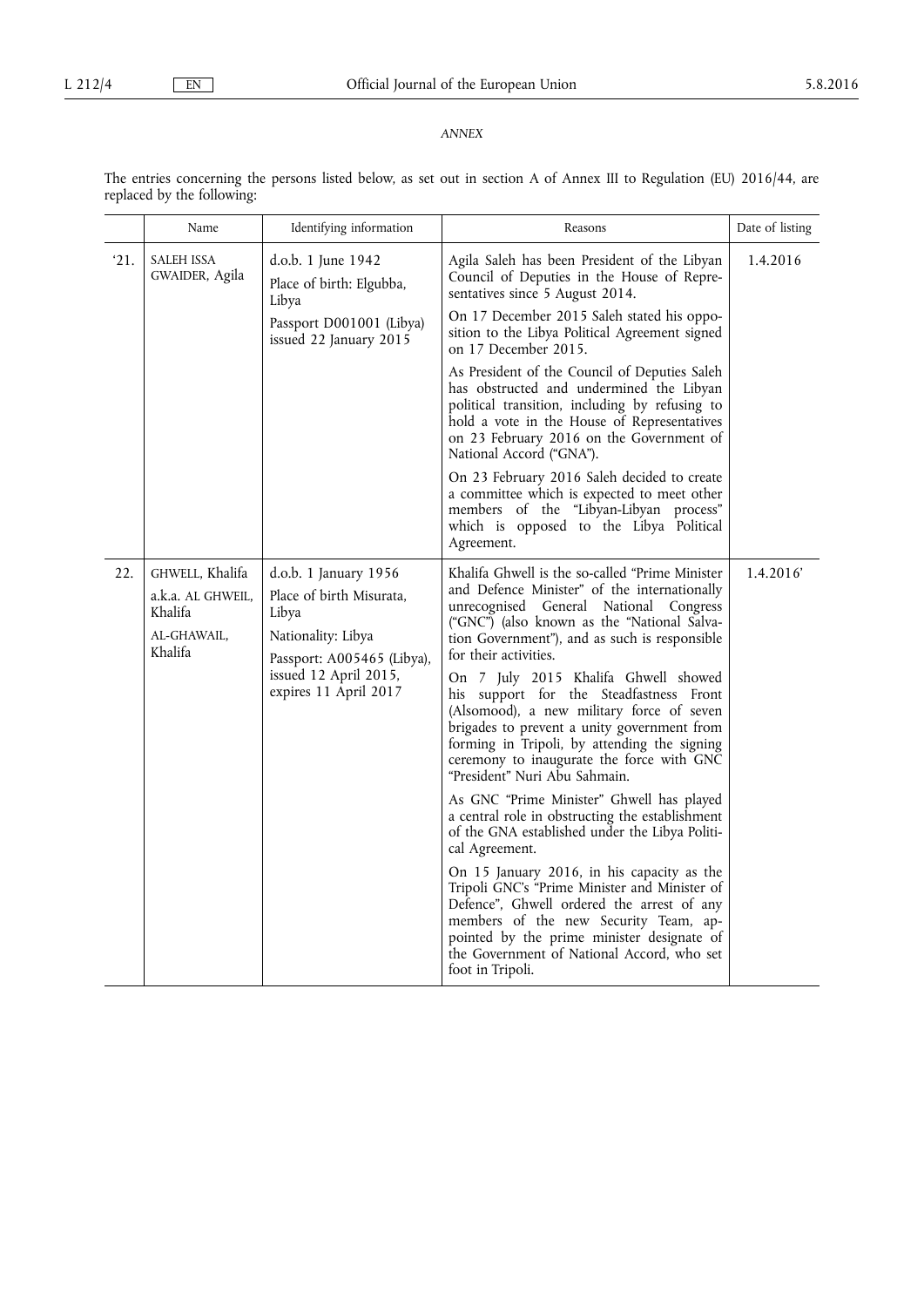*ANNEX*

The entries concerning the persons listed below, as set out in section A of Annex III to Regulation (EU) 2016/44, are replaced by the following:

| | Name | Identifying information | Reasons | Date of listing |
|---|---|---|---|---|
| '21. | SALEH ISSA GWAIDER, Agila | d.o.b. 1 June 1942<br>Place of birth: Elgubba, Libya<br>Passport D001001 (Libya) issued 22 January 2015 | Agila Saleh has been President of the Libyan Council of Deputies in the House of Representatives since 5 August 2014.<br>On 17 December 2015 Saleh stated his opposition to the Libya Political Agreement signed on 17 December 2015.<br>As President of the Council of Deputies Saleh has obstructed and undermined the Libyan political transition, including by refusing to hold a vote in the House of Representatives on 23 February 2016 on the Government of National Accord ("GNA").<br>On 23 February 2016 Saleh decided to create a committee which is expected to meet other members of the "Libyan-Libyan process" which is opposed to the Libya Political Agreement. | 1.4.2016 |
| 22. | GHWELL, Khalifa<br>a.k.a. AL GHWEIL, Khalifa<br>AL-GHAWAIL, Khalifa | d.o.b. 1 January 1956<br>Place of birth Misurata, Libya<br>Nationality: Libya<br>Passport: A005465 (Libya), issued 12 April 2015, expires 11 April 2017 | Khalifa Ghwell is the so-called "Prime Minister and Defence Minister" of the internationally unrecognised General National Congress ("GNC") (also known as the "National Salvation Government"), and as such is responsible for their activities.<br>On 7 July 2015 Khalifa Ghwell showed his support for the Steadfastness Front (Alsomood), a new military force of seven brigades to prevent a unity government from forming in Tripoli, by attending the signing ceremony to inaugurate the force with GNC "President" Nuri Abu Sahmain.<br>As GNC "Prime Minister" Ghwell has played a central role in obstructing the establishment of the GNA established under the Libya Political Agreement.<br>On 15 January 2016, in his capacity as the Tripoli GNC's "Prime Minister and Minister of Defence", Ghwell ordered the arrest of any members of the new Security Team, appointed by the prime minister designate of the Government of National Accord, who set foot in Tripoli. | 1.4.2016' |